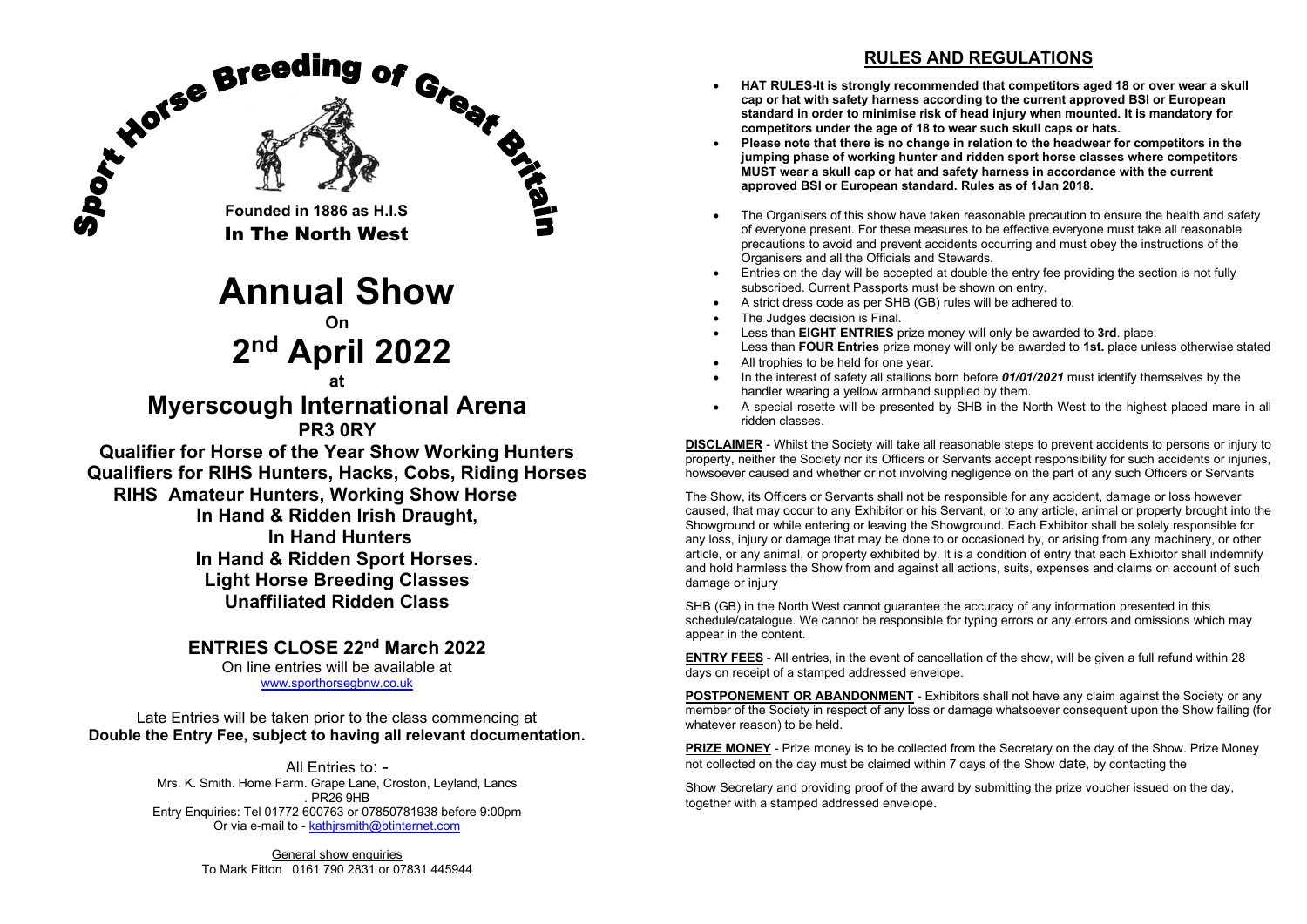# Sport Horse Breeding of Great Britain

**Founded in 1886 as H.I.S**

**In The North West**

# Annual Show

**On**

# 2nd April 2022

**at**

## Myerscough International Arena

**PR3 0RY**

**Qualifier for Horse of the Year Show Working Hunters**
**Qualifiers for RIHS Hunters, Hacks, Cobs, Riding Horses**
**RIHS Amateur Hunters, Working Show Horse**
**In Hand & Ridden Irish Draught,**
**In Hand Hunters**
**In Hand & Ridden Sport Horses.**
**Light Horse Breeding Classes**
**Unaffiliated Ridden Class**

### ENTRIES CLOSE 22nd March 2022

On line entries will be available at
www.sporthorsegbnw.co.uk

Late Entries will be taken prior to the class commencing at
**Double the Entry Fee, subject to having all relevant documentation.**

All Entries to: -
Mrs. K. Smith. Home Farm. Grape Lane, Croston, Leyland, Lancs
. PR26 9HB
Entry Enquiries: Tel 01772 600763 or 07850781938 before 9:00pm
Or via e-mail to - kathjrsmith@btinternet.com

General show enquiries
To Mark Fitton 0161 790 2831 or 07831 445944

## RULES AND REGULATIONS

- **HAT RULES-It is strongly recommended that competitors aged 18 or over wear a skull cap or hat with safety harness according to the current approved BSI or European standard in order to minimise risk of head injury when mounted. It is mandatory for competitors under the age of 18 to wear such skull caps or hats.**
- **Please note that there is no change in relation to the headwear for competitors in the jumping phase of working hunter and ridden sport horse classes where competitors MUST wear a skull cap or hat and safety harness in accordance with the current approved BSI or European standard. Rules as of 1Jan 2018.**
- The Organisers of this show have taken reasonable precaution to ensure the health and safety of everyone present. For these measures to be effective everyone must take all reasonable precautions to avoid and prevent accidents occurring and must obey the instructions of the Organisers and all the Officials and Stewards.
- Entries on the day will be accepted at double the entry fee providing the section is not fully subscribed. Current Passports must be shown on entry.
- A strict dress code as per SHB (GB) rules will be adhered to.
- The Judges decision is Final.
- Less than **EIGHT ENTRIES** prize money will only be awarded to **3rd**. place.
  Less than **FOUR Entries** prize money will only be awarded to **1st.** place unless otherwise stated
- All trophies to be held for one year.
- In the interest of safety all stallions born before ***01/01/2021*** must identify themselves by the handler wearing a yellow armband supplied by them.
- A special rosette will be presented by SHB in the North West to the highest placed mare in all ridden classes.

**DISCLAIMER** - Whilst the Society will take all reasonable steps to prevent accidents to persons or injury to property, neither the Society nor its Officers or Servants accept responsibility for such accidents or injuries, howsoever caused and whether or not involving negligence on the part of any such Officers or Servants

The Show, its Officers or Servants shall not be responsible for any accident, damage or loss however caused, that may occur to any Exhibitor or his Servant, or to any article, animal or property brought into the Showground or while entering or leaving the Showground. Each Exhibitor shall be solely responsible for any loss, injury or damage that may be done to or occasioned by, or arising from any machinery, or other article, or any animal, or property exhibited by. It is a condition of entry that each Exhibitor shall indemnify and hold harmless the Show from and against all actions, suits, expenses and claims on account of such damage or injury

SHB (GB) in the North West cannot guarantee the accuracy of any information presented in this schedule/catalogue. We cannot be responsible for typing errors or any errors and omissions which may appear in the content.

**ENTRY FEES** - All entries, in the event of cancellation of the show, will be given a full refund within 28 days on receipt of a stamped addressed envelope.

**POSTPONEMENT OR ABANDONMENT** - Exhibitors shall not have any claim against the Society or any member of the Society in respect of any loss or damage whatsoever consequent upon the Show failing (for whatever reason) to be held.

**PRIZE MONEY** - Prize money is to be collected from the Secretary on the day of the Show. Prize Money not collected on the day must be claimed within 7 days of the Show date, by contacting the

Show Secretary and providing proof of the award by submitting the prize voucher issued on the day, together with a stamped addressed envelope.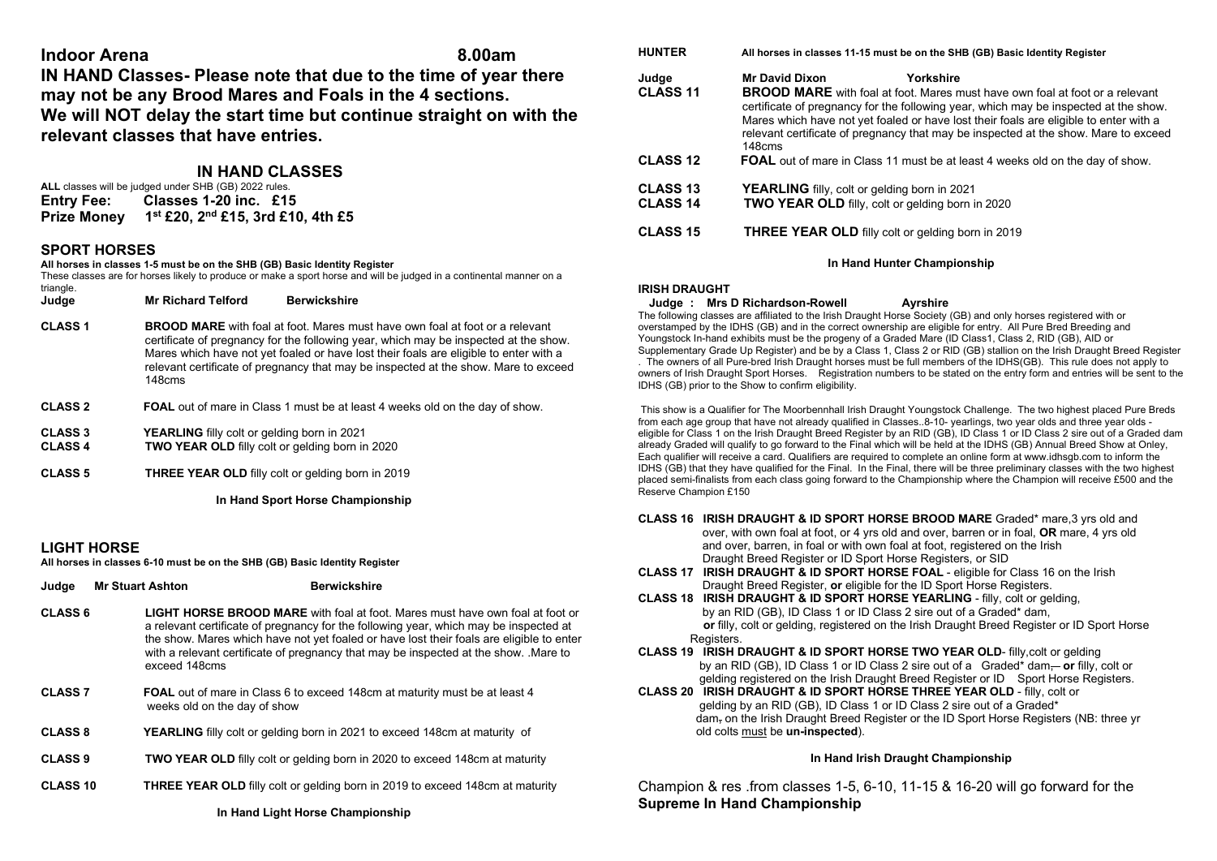**Indoor Arena** **8.00am**

**IN HAND Classes- Please note that due to the time of year there may not be any Brood Mares and Foals in the 4 sections. We will NOT delay the start time but continue straight on with the relevant classes that have entries.**

## IN HAND CLASSES

**ALL** classes will be judged under SHB (GB) 2022 rules.

**Entry Fee:** **Classes 1-20 inc. £15**

**Prize Money** **1st £20, 2nd £15, 3rd £10, 4th £5**

### SPORT HORSES

**All horses in classes 1-5 must be on the SHB (GB) Basic Identity Register**

These classes are for horses likely to produce or make a sport horse and will be judged in a continental manner on a triangle.

**Judge** **Mr Richard Telford** **Berwickshire**

**CLASS 1** **BROOD MARE** with foal at foot. Mares must have own foal at foot or a relevant certificate of pregnancy for the following year, which may be inspected at the show. Mares which have not yet foaled or have lost their foals are eligible to enter with a relevant certificate of pregnancy that may be inspected at the show. Mare to exceed 148cms

**CLASS 2** **FOAL** out of mare in Class 1 must be at least 4 weeks old on the day of show.

**CLASS 3** **YEARLING** filly colt or gelding born in 2021

**CLASS 4** **TWO YEAR OLD** filly colt or gelding born in 2020

**CLASS 5** **THREE YEAR OLD** filly colt or gelding born in 2019

**In Hand Sport Horse Championship**

### LIGHT HORSE

**All horses in classes 6-10 must be on the SHB (GB) Basic Identity Register**

**Judge** **Mr Stuart Ashton** **Berwickshire**

**CLASS 6** **LIGHT HORSE BROOD MARE** with foal at foot. Mares must have own foal at foot or a relevant certificate of pregnancy for the following year, which may be inspected at the show. Mares which have not yet foaled or have lost their foals are eligible to enter with a relevant certificate of pregnancy that may be inspected at the show. .Mare to exceed 148cms

**CLASS 7** **FOAL** out of mare in Class 6 to exceed 148cm at maturity must be at least 4 weeks old on the day of show

**CLASS 8** **YEARLING** filly colt or gelding born in 2021 to exceed 148cm at maturity of

**CLASS 9** **TWO YEAR OLD** filly colt or gelding born in 2020 to exceed 148cm at maturity

**CLASS 10** **THREE YEAR OLD** filly colt or gelding born in 2019 to exceed 148cm at maturity

**In Hand Light Horse Championship**

### HUNTER

**All horses in classes 11-15 must be on the SHB (GB) Basic Identity Register**

**Judge** **Mr David Dixon** **Yorkshire**

**CLASS 11** **BROOD MARE** with foal at foot. Mares must have own foal at foot or a relevant certificate of pregnancy for the following year, which may be inspected at the show. Mares which have not yet foaled or have lost their foals are eligible to enter with a relevant certificate of pregnancy that may be inspected at the show. Mare to exceed 148cms

**CLASS 12** **FOAL** out of mare in Class 11 must be at least 4 weeks old on the day of show.

**CLASS 13** **YEARLING** filly, colt or gelding born in 2021

**CLASS 14** **TWO YEAR OLD** filly, colt or gelding born in 2020

**CLASS 15** **THREE YEAR OLD** filly colt or gelding born in 2019

**In Hand Hunter Championship**

### IRISH DRAUGHT

**Judge : Mrs D Richardson-Rowell** **Ayrshire**

The following classes are affiliated to the Irish Draught Horse Society (GB) and only horses registered with or overstamped by the IDHS (GB) and in the correct ownership are eligible for entry. All Pure Bred Breeding and Youngstock In-hand exhibits must be the progeny of a Graded Mare (ID Class1, Class 2, RID (GB), AID or Supplementary Grade Up Register) and be by a Class 1, Class 2 or RID (GB) stallion on the Irish Draught Breed Register . The owners of all Pure-bred Irish Draught horses must be full members of the IDHS(GB). This rule does not apply to owners of Irish Draught Sport Horses. Registration numbers to be stated on the entry form and entries will be sent to the IDHS (GB) prior to the Show to confirm eligibility.

This show is a Qualifier for The Moorbennhall Irish Draught Youngstock Challenge. The two highest placed Pure Breds from each age group that have not already qualified in Classes..8-10- yearlings, two year olds and three year olds - eligible for Class 1 on the Irish Draught Breed Register by an RID (GB), ID Class 1 or ID Class 2 sire out of a Graded dam already Graded will qualify to go forward to the Final which will be held at the IDHS (GB) Annual Breed Show at Onley, Each qualifier will receive a card. Qualifiers are required to complete an online form at www.idhsgb.com to inform the IDHS (GB) that they have qualified for the Final. In the Final, there will be three preliminary classes with the two highest placed semi-finalists from each class going forward to the Championship where the Champion will receive £500 and the Reserve Champion £150

**CLASS 16** **IRISH DRAUGHT & ID SPORT HORSE BROOD MARE** Graded* mare,3 yrs old and over, with own foal at foot, or 4 yrs old and over, barren or in foal, **OR** mare, 4 yrs old and over, barren, in foal or with own foal at foot, registered on the Irish Draught Breed Register or ID Sport Horse Registers, or SID

**CLASS 17** **IRISH DRAUGHT & ID SPORT HORSE FOAL** - eligible for Class 16 on the Irish Draught Breed Register, **or** eligible for the ID Sport Horse Registers.

**CLASS 18** **IRISH DRAUGHT & ID SPORT HORSE YEARLING** - filly, colt or gelding, by an RID (GB), ID Class 1 or ID Class 2 sire out of a Graded* dam, **or** filly, colt or gelding, registered on the Irish Draught Breed Register or ID Sport Horse Registers.

**CLASS 19** **IRISH DRAUGHT & ID SPORT HORSE TWO YEAR OLD**- filly,colt or gelding by an RID (GB), ID Class 1 or ID Class 2 sire out of a Graded* dam – **or** filly, colt or gelding registered on the Irish Draught Breed Register or ID Sport Horse Registers.

**CLASS 20** **IRISH DRAUGHT & ID SPORT HORSE THREE YEAR OLD** - filly, colt or gelding by an RID (GB), ID Class 1 or ID Class 2 sire out of a Graded* dam, on the Irish Draught Breed Register or the ID Sport Horse Registers (NB: three yr old colts must be **un-inspected**).

**In Hand Irish Draught Championship**

Champion & res .from classes 1-5, 6-10, 11-15 & 16-20 will go forward for the **Supreme In Hand Championship**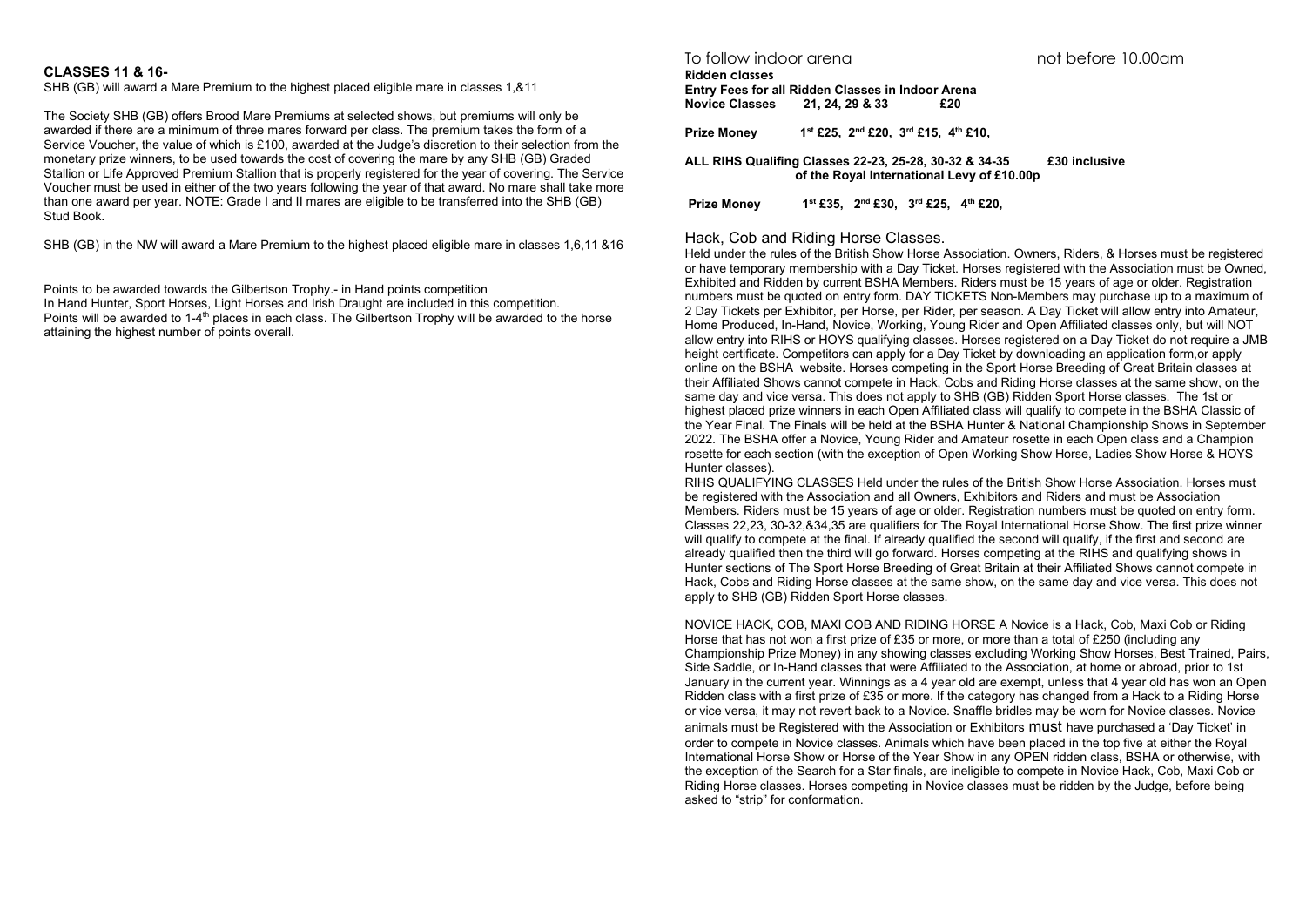### CLASSES 11 & 16-

SHB (GB) will award a Mare Premium to the highest placed eligible mare in classes 1,&11

The Society SHB (GB) offers Brood Mare Premiums at selected shows, but premiums will only be awarded if there are a minimum of three mares forward per class. The premium takes the form of a Service Voucher, the value of which is £100, awarded at the Judge's discretion to their selection from the monetary prize winners, to be used towards the cost of covering the mare by any SHB (GB) Graded Stallion or Life Approved Premium Stallion that is properly registered for the year of covering. The Service Voucher must be used in either of the two years following the year of that award. No mare shall take more than one award per year. NOTE: Grade I and II mares are eligible to be transferred into the SHB (GB) Stud Book.

SHB (GB) in the NW will award a Mare Premium to the highest placed eligible mare in classes 1,6,11 &16

Points to be awarded towards the Gilbertson Trophy.- in Hand points competition
In Hand Hunter, Sport Horses, Light Horses and Irish Draught are included in this competition.
Points will be awarded to 1-4th places in each class. The Gilbertson Trophy will be awarded to the horse attaining the highest number of points overall.

To follow indoor arena not before 10.00am

**Ridden classes**

**Entry Fees for all Ridden Classes in Indoor Arena**

**Novice Classes 21, 24, 29 & 33 £20**

**Prize Money 1st £25, 2nd £20, 3rd £15, 4th £10,**

**ALL RIHS Qualifing Classes 22-23, 25-28, 30-32 & 34-35 £30 inclusive of the Royal International Levy of £10.00p**

**Prize Money 1st £35, 2nd £30, 3rd £25, 4th £20,**

## Hack, Cob and Riding Horse Classes.

Held under the rules of the British Show Horse Association. Owners, Riders, & Horses must be registered or have temporary membership with a Day Ticket. Horses registered with the Association must be Owned, Exhibited and Ridden by current BSHA Members. Riders must be 15 years of age or older. Registration numbers must be quoted on entry form. DAY TICKETS Non-Members may purchase up to a maximum of 2 Day Tickets per Exhibitor, per Horse, per Rider, per season. A Day Ticket will allow entry into Amateur, Home Produced, In-Hand, Novice, Working, Young Rider and Open Affiliated classes only, but will NOT allow entry into RIHS or HOYS qualifying classes. Horses registered on a Day Ticket do not require a JMB height certificate. Competitors can apply for a Day Ticket by downloading an application form,or apply online on the BSHA website. Horses competing in the Sport Horse Breeding of Great Britain classes at their Affiliated Shows cannot compete in Hack, Cobs and Riding Horse classes at the same show, on the same day and vice versa. This does not apply to SHB (GB) Ridden Sport Horse classes. The 1st or highest placed prize winners in each Open Affiliated class will qualify to compete in the BSHA Classic of the Year Final. The Finals will be held at the BSHA Hunter & National Championship Shows in September 2022. The BSHA offer a Novice, Young Rider and Amateur rosette in each Open class and a Champion rosette for each section (with the exception of Open Working Show Horse, Ladies Show Horse & HOYS Hunter classes).

RIHS QUALIFYING CLASSES Held under the rules of the British Show Horse Association. Horses must be registered with the Association and all Owners, Exhibitors and Riders and must be Association Members. Riders must be 15 years of age or older. Registration numbers must be quoted on entry form. Classes 22,23, 30-32,&34,35 are qualifiers for The Royal International Horse Show. The first prize winner will qualify to compete at the final. If already qualified the second will qualify, if the first and second are already qualified then the third will go forward. Horses competing at the RIHS and qualifying shows in Hunter sections of The Sport Horse Breeding of Great Britain at their Affiliated Shows cannot compete in Hack, Cobs and Riding Horse classes at the same show, on the same day and vice versa. This does not apply to SHB (GB) Ridden Sport Horse classes.

NOVICE HACK, COB, MAXI COB AND RIDING HORSE A Novice is a Hack, Cob, Maxi Cob or Riding Horse that has not won a first prize of £35 or more, or more than a total of £250 (including any Championship Prize Money) in any showing classes excluding Working Show Horses, Best Trained, Pairs, Side Saddle, or In-Hand classes that were Affiliated to the Association, at home or abroad, prior to 1st January in the current year. Winnings as a 4 year old are exempt, unless that 4 year old has won an Open Ridden class with a first prize of £35 or more. If the category has changed from a Hack to a Riding Horse or vice versa, it may not revert back to a Novice. Snaffle bridles may be worn for Novice classes. Novice animals must be Registered with the Association or Exhibitors must have purchased a 'Day Ticket' in order to compete in Novice classes. Animals which have been placed in the top five at either the Royal International Horse Show or Horse of the Year Show in any OPEN ridden class, BSHA or otherwise, with the exception of the Search for a Star finals, are ineligible to compete in Novice Hack, Cob, Maxi Cob or Riding Horse classes. Horses competing in Novice classes must be ridden by the Judge, before being asked to "strip" for conformation.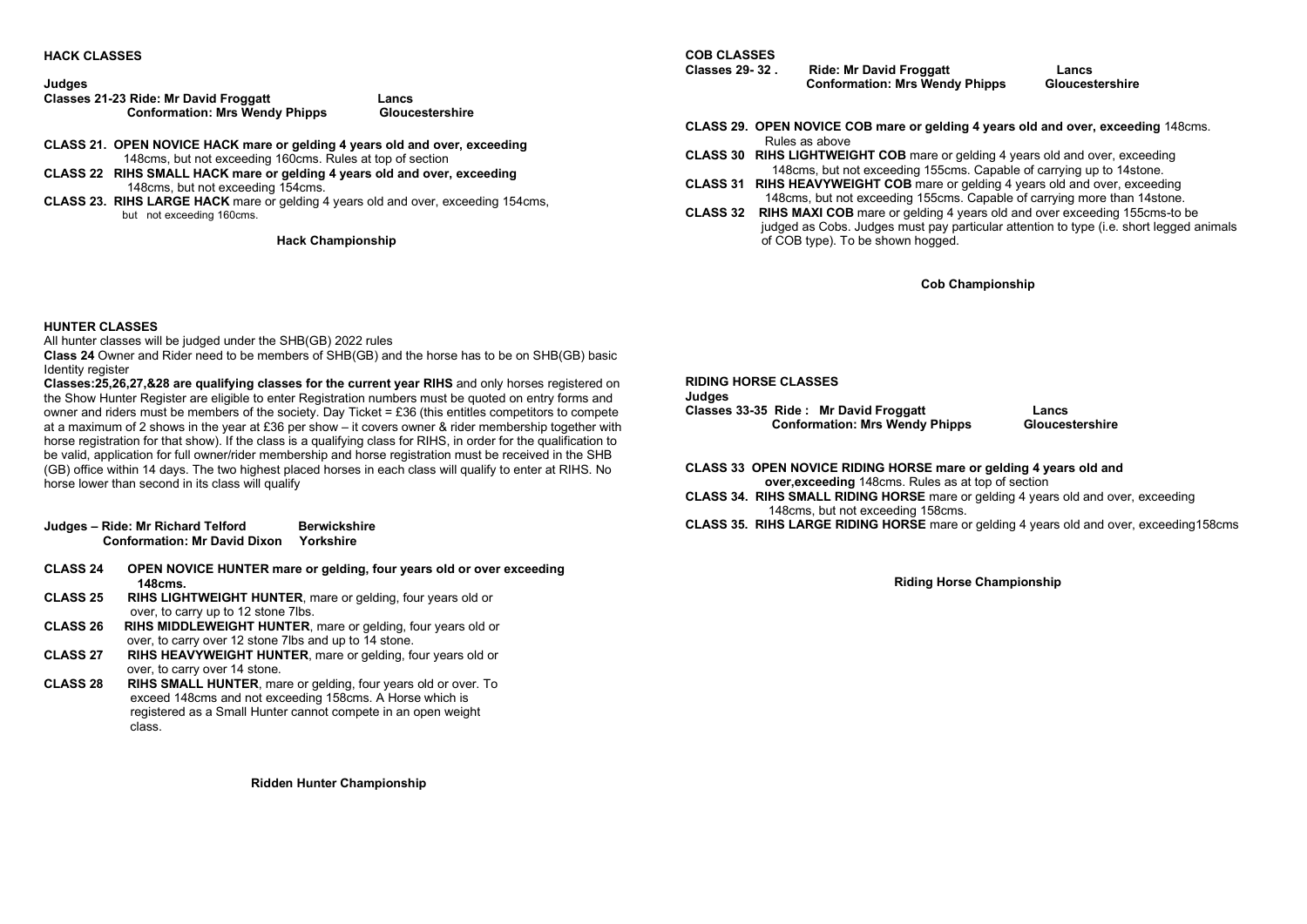### HACK CLASSES

**Judges**

**Classes 21-23 Ride: Mr David Froggatt — Lancs**
**Conformation: Mrs Wendy Phipps — Gloucestershire**

**CLASS 21. OPEN NOVICE HACK mare or gelding 4 years old and over, exceeding** 148cms, but not exceeding 160cms. Rules at top of section

**CLASS 22 RIHS SMALL HACK mare or gelding 4 years old and over, exceeding** 148cms, but not exceeding 154cms.

**CLASS 23. RIHS LARGE HACK** mare or gelding 4 years old and over, exceeding 154cms, but not exceeding 160cms.

**Hack Championship**

### HUNTER CLASSES

All hunter classes will be judged under the SHB(GB) 2022 rules

**Class 24** Owner and Rider need to be members of SHB(GB) and the horse has to be on SHB(GB) basic Identity register

**Classes:25,26,27,&28 are qualifying classes for the current year RIHS** and only horses registered on the Show Hunter Register are eligible to enter Registration numbers must be quoted on entry forms and owner and riders must be members of the society. Day Ticket = £36 (this entitles competitors to compete at a maximum of 2 shows in the year at £36 per show – it covers owner & rider membership together with horse registration for that show). If the class is a qualifying class for RIHS, in order for the qualification to be valid, application for full owner/rider membership and horse registration must be received in the SHB (GB) office within 14 days. The two highest placed horses in each class will qualify to enter at RIHS. No horse lower than second in its class will qualify

**Judges – Ride: Mr Richard Telford — Berwickshire**
**Conformation: Mr David Dixon — Yorkshire**

**CLASS 24 OPEN NOVICE HUNTER mare or gelding, four years old or over exceeding 148cms.**

**CLASS 25 RIHS LIGHTWEIGHT HUNTER**, mare or gelding, four years old or over, to carry up to 12 stone 7lbs.

**CLASS 26 RIHS MIDDLEWEIGHT HUNTER**, mare or gelding, four years old or over, to carry over 12 stone 7lbs and up to 14 stone.

**CLASS 27 RIHS HEAVYWEIGHT HUNTER**, mare or gelding, four years old or over, to carry over 14 stone.

**CLASS 28 RIHS SMALL HUNTER**, mare or gelding, four years old or over. To exceed 148cms and not exceeding 158cms. A Horse which is registered as a Small Hunter cannot compete in an open weight class.

**Ridden Hunter Championship**

### COB CLASSES

**Classes 29- 32 . Ride: Mr David Froggatt — Lancs**
**Conformation: Mrs Wendy Phipps — Gloucestershire**

**CLASS 29. OPEN NOVICE COB mare or gelding 4 years old and over, exceeding** 148cms. Rules as above

**CLASS 30 RIHS LIGHTWEIGHT COB** mare or gelding 4 years old and over, exceeding 148cms, but not exceeding 155cms. Capable of carrying up to 14stone.

**CLASS 31 RIHS HEAVYWEIGHT COB** mare or gelding 4 years old and over, exceeding 148cms, but not exceeding 155cms. Capable of carrying more than 14stone.

**CLASS 32 RIHS MAXI COB** mare or gelding 4 years old and over exceeding 155cms-to be judged as Cobs. Judges must pay particular attention to type (i.e. short legged animals of COB type). To be shown hogged.

**Cob Championship**

### RIDING HORSE CLASSES

**Judges**

**Classes 33-35 Ride : Mr David Froggatt — Lancs**
**Conformation: Mrs Wendy Phipps — Gloucestershire**

**CLASS 33 OPEN NOVICE RIDING HORSE mare or gelding 4 years old and over,exceeding** 148cms. Rules as at top of section

**CLASS 34. RIHS SMALL RIDING HORSE** mare or gelding 4 years old and over, exceeding 148cms, but not exceeding 158cms.

**CLASS 35. RIHS LARGE RIDING HORSE** mare or gelding 4 years old and over, exceeding158cms

**Riding Horse Championship**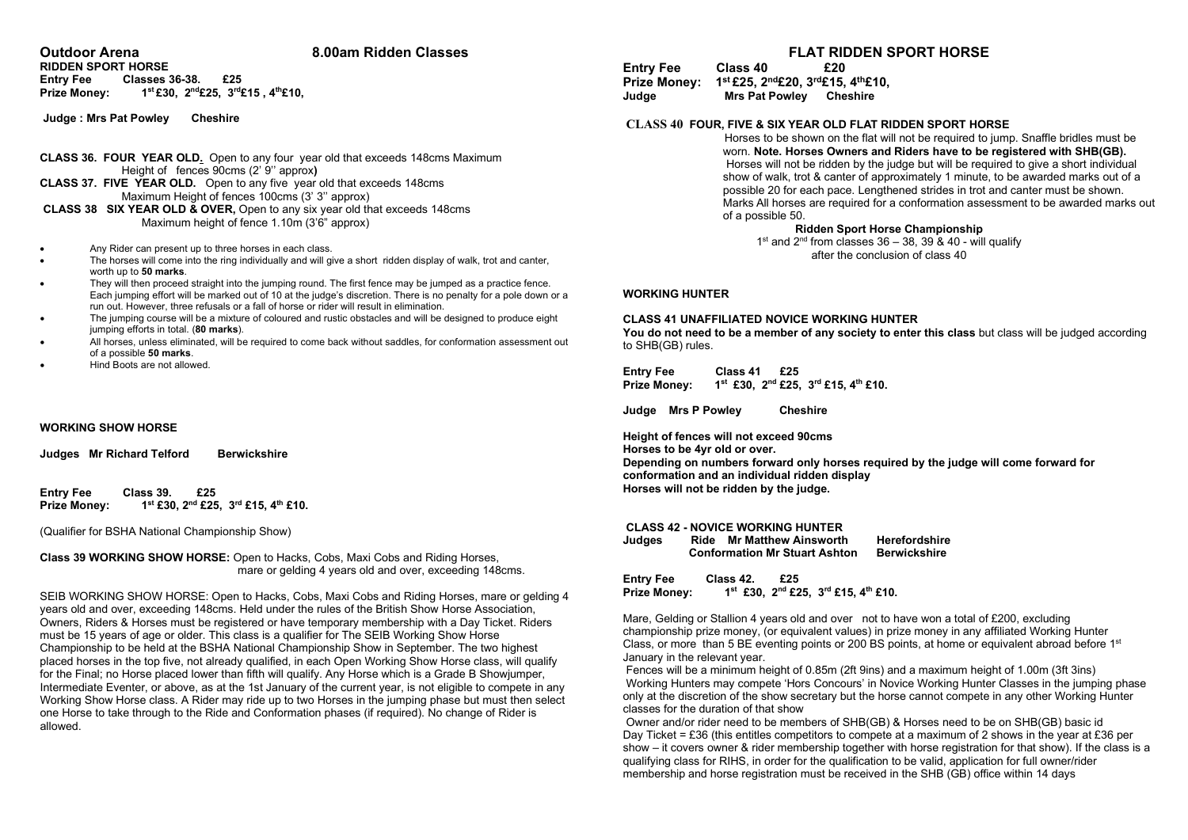## Outdoor Arena 8.00am Ridden Classes

**RIDDEN SPORT HORSE**
**Entry Fee** **Classes 36-38. £25**
**Prize Money:** **1st £30, 2nd £25, 3rd £15 , 4th £10,**

**Judge : Mrs Pat Powley Cheshire**

**CLASS 36. FOUR YEAR OLD.** Open to any four year old that exceeds 148cms Maximum Height of fences 90cms (2' 9'' approx**)**

**CLASS 37. FIVE YEAR OLD.** Open to any five year old that exceeds 148cms Maximum Height of fences 100cms (3' 3'' approx)

**CLASS 38 SIX YEAR OLD & OVER,** Open to any six year old that exceeds 148cms Maximum height of fence 1.10m (3'6" approx)

- Any Rider can present up to three horses in each class.
- The horses will come into the ring individually and will give a short ridden display of walk, trot and canter, worth up to **50 marks**.
- They will then proceed straight into the jumping round. The first fence may be jumped as a practice fence. Each jumping effort will be marked out of 10 at the judge's discretion. There is no penalty for a pole down or a run out. However, three refusals or a fall of horse or rider will result in elimination.
- The jumping course will be a mixture of coloured and rustic obstacles and will be designed to produce eight jumping efforts in total. (**80 marks**).
- All horses, unless eliminated, will be required to come back without saddles, for conformation assessment out of a possible **50 marks**.
- Hind Boots are not allowed.

**WORKING SHOW HORSE**

**Judges Mr Richard Telford Berwickshire**

**Entry Fee** **Class 39. £25**
**Prize Money:** **1st £30, 2nd £25, 3rd £15, 4th £10.**

(Qualifier for BSHA National Championship Show)

**Class 39 WORKING SHOW HORSE:** Open to Hacks, Cobs, Maxi Cobs and Riding Horses, mare or gelding 4 years old and over, exceeding 148cms.

SEIB WORKING SHOW HORSE: Open to Hacks, Cobs, Maxi Cobs and Riding Horses, mare or gelding 4 years old and over, exceeding 148cms. Held under the rules of the British Show Horse Association, Owners, Riders & Horses must be registered or have temporary membership with a Day Ticket. Riders must be 15 years of age or older. This class is a qualifier for The SEIB Working Show Horse Championship to be held at the BSHA National Championship Show in September. The two highest placed horses in the top five, not already qualified, in each Open Working Show Horse class, will qualify for the Final; no Horse placed lower than fifth will qualify. Any Horse which is a Grade B Showjumper, Intermediate Eventer, or above, as at the 1st January of the current year, is not eligible to compete in any Working Show Horse class. A Rider may ride up to two Horses in the jumping phase but must then select one Horse to take through to the Ride and Conformation phases (if required). No change of Rider is allowed.

## FLAT RIDDEN SPORT HORSE

**Entry Fee** **Class 40 £20**
**Prize Money:** **1st £25, 2nd £20, 3rd £15, 4th £10,**
**Judge** **Mrs Pat Powley Cheshire**

**CLASS 40 FOUR, FIVE & SIX YEAR OLD FLAT RIDDEN SPORT HORSE**

Horses to be shown on the flat will not be required to jump. Snaffle bridles must be worn. **Note. Horses Owners and Riders have to be registered with SHB(GB).** Horses will not be ridden by the judge but will be required to give a short individual show of walk, trot & canter of approximately 1 minute, to be awarded marks out of a possible 20 for each pace. Lengthened strides in trot and canter must be shown. Marks All horses are required for a conformation assessment to be awarded marks out of a possible 50.

**Ridden Sport Horse Championship**
1st and 2nd from classes 36 – 38, 39 & 40 - will qualify after the conclusion of class 40

**WORKING HUNTER**

**CLASS 41 UNAFFILIATED NOVICE WORKING HUNTER**
**You do not need to be a member of any society to enter this class** but class will be judged according to SHB(GB) rules.

**Entry Fee** **Class 41 £25**
**Prize Money:** **1st £30, 2nd £25, 3rd £15, 4th £10.**

**Judge Mrs P Powley Cheshire**

**Height of fences will not exceed 90cms**
**Horses to be 4yr old or over.**
**Depending on numbers forward only horses required by the judge will come forward for conformation and an individual ridden display**
**Horses will not be ridden by the judge.**

**CLASS 42 - NOVICE WORKING HUNTER**
**Judges** **Ride Mr Matthew Ainsworth Herefordshire**
**Conformation Mr Stuart Ashton Berwickshire**

**Entry Fee** **Class 42. £25**
**Prize Money:** **1st £30, 2nd £25, 3rd £15, 4th £10.**

Mare, Gelding or Stallion 4 years old and over not to have won a total of £200, excluding championship prize money, (or equivalent values) in prize money in any affiliated Working Hunter Class, or more than 5 BE eventing points or 200 BS points, at home or equivalent abroad before 1st January in the relevant year.

Fences will be a minimum height of 0.85m (2ft 9ins) and a maximum height of 1.00m (3ft 3ins)

Working Hunters may compete 'Hors Concours' in Novice Working Hunter Classes in the jumping phase only at the discretion of the show secretary but the horse cannot compete in any other Working Hunter classes for the duration of that show

Owner and/or rider need to be members of SHB(GB) & Horses need to be on SHB(GB) basic id Day Ticket = £36 (this entitles competitors to compete at a maximum of 2 shows in the year at £36 per show – it covers owner & rider membership together with horse registration for that show). If the class is a qualifying class for RIHS, in order for the qualification to be valid, application for full owner/rider membership and horse registration must be received in the SHB (GB) office within 14 days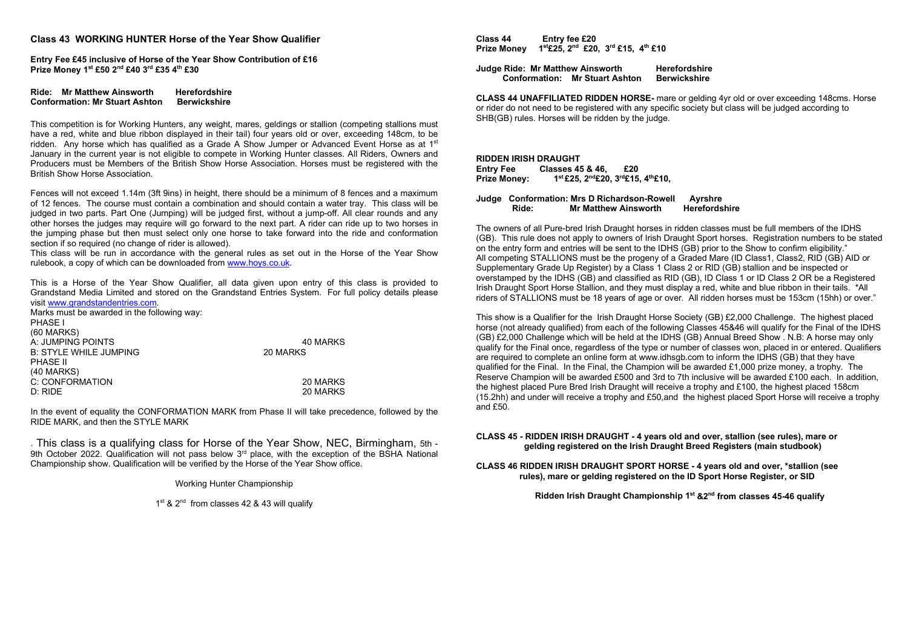## Class 43 WORKING HUNTER Horse of the Year Show Qualifier

**Entry Fee £45 inclusive of Horse of the Year Show Contribution of £16**
**Prize Money 1st £50 2nd £40 3rd £35 4th £30**

**Ride: Mr Matthew Ainsworth Herefordshire**
**Conformation: Mr Stuart Ashton Berwickshire**

This competition is for Working Hunters, any weight, mares, geldings or stallion (competing stallions must have a red, white and blue ribbon displayed in their tail) four years old or over, exceeding 148cm, to be ridden. Any horse which has qualified as a Grade A Show Jumper or Advanced Event Horse as at 1st January in the current year is not eligible to compete in Working Hunter classes. All Riders, Owners and Producers must be Members of the British Show Horse Association. Horses must be registered with the British Show Horse Association.

Fences will not exceed 1.14m (3ft 9ins) in height, there should be a minimum of 8 fences and a maximum of 12 fences. The course must contain a combination and should contain a water tray. This class will be judged in two parts. Part One (Jumping) will be judged first, without a jump-off. All clear rounds and any other horses the judges may require will go forward to the next part. A rider can ride up to two horses in the jumping phase but then must select only one horse to take forward into the ride and conformation section if so required (no change of rider is allowed).

This class will be run in accordance with the general rules as set out in the Horse of the Year Show rulebook, a copy of which can be downloaded from www.hoys.co.uk.

This is a Horse of the Year Show Qualifier, all data given upon entry of this class is provided to Grandstand Media Limited and stored on the Grandstand Entries System. For full policy details please visit www.grandstandentries.com.

Marks must be awarded in the following way:

| | |
|---|---|
| PHASE I (60 MARKS) | |
| A: JUMPING POINTS | 40 MARKS |
| B: STYLE WHILE JUMPING | 20 MARKS |
| PHASE II (40 MARKS) | |
| C: CONFORMATION | 20 MARKS |
| D: RIDE | 20 MARKS |

In the event of equality the CONFORMATION MARK from Phase II will take precedence, followed by the RIDE MARK, and then the STYLE MARK

. This class is a qualifying class for Horse of the Year Show, NEC, Birmingham, 5th - 9th October 2022. Qualification will not pass below 3rd place, with the exception of the BSHA National Championship show. Qualification will be verified by the Horse of the Year Show office.

Working Hunter Championship

1st & 2nd from classes 42 & 43 will qualify

**Class 44 Entry fee £20**
**Prize Money 1st £25, 2nd £20, 3rd £15, 4th £10**

**Judge Ride: Mr Matthew Ainsworth Herefordshire**
**Conformation: Mr Stuart Ashton Berwickshire**

**CLASS 44 UNAFFILIATED RIDDEN HORSE-** mare or gelding 4yr old or over exceeding 148cms. Horse or rider do not need to be registered with any specific society but class will be judged according to SHB(GB) rules. Horses will be ridden by the judge.

### RIDDEN IRISH DRAUGHT

**Entry Fee Classes 45 & 46, £20**
**Prize Money: 1st £25, 2nd £20, 3rd £15, 4th £10,**

**Judge Conformation: Mrs D Richardson-Rowell Ayrshre**
**Ride: Mr Matthew Ainsworth Herefordshire**

The owners of all Pure-bred Irish Draught horses in ridden classes must be full members of the IDHS (GB). This rule does not apply to owners of Irish Draught Sport horses. Registration numbers to be stated on the entry form and entries will be sent to the IDHS (GB) prior to the Show to confirm eligibility."
All competing STALLIONS must be the progeny of a Graded Mare (ID Class1, Class2, RID (GB) AID or Supplementary Grade Up Register) by a Class 1 Class 2 or RID (GB) stallion and be inspected or overstamped by the IDHS (GB) and classified as RID (GB), ID Class 1 or ID Class 2 OR be a Registered Irish Draught Sport Horse Stallion, and they must display a red, white and blue ribbon in their tails. *All riders of STALLIONS must be 18 years of age or over. All ridden horses must be 153cm (15hh) or over."

This show is a Qualifier for the Irish Draught Horse Society (GB) £2,000 Challenge. The highest placed horse (not already qualified) from each of the following Classes 45&46 will qualify for the Final of the IDHS (GB) £2,000 Challenge which will be held at the IDHS (GB) Annual Breed Show . N.B: A horse may only qualify for the Final once, regardless of the type or number of classes won, placed in or entered. Qualifiers are required to complete an online form at www.idhsgb.com to inform the IDHS (GB) that they have qualified for the Final. In the Final, the Champion will be awarded £1,000 prize money, a trophy. The Reserve Champion will be awarded £500 and 3rd to 7th inclusive will be awarded £100 each. In addition, the highest placed Pure Bred Irish Draught will receive a trophy and £100, the highest placed 158cm (15.2hh) and under will receive a trophy and £50,and the highest placed Sport Horse will receive a trophy and £50.

**CLASS 45 - RIDDEN IRISH DRAUGHT - 4 years old and over, stallion (see rules), mare or gelding registered on the Irish Draught Breed Registers (main studbook)**

**CLASS 46 RIDDEN IRISH DRAUGHT SPORT HORSE - 4 years old and over, *stallion (see rules), mare or gelding registered on the ID Sport Horse Register, or SID**

**Ridden Irish Draught Championship 1st &2nd from classes 45-46 qualify**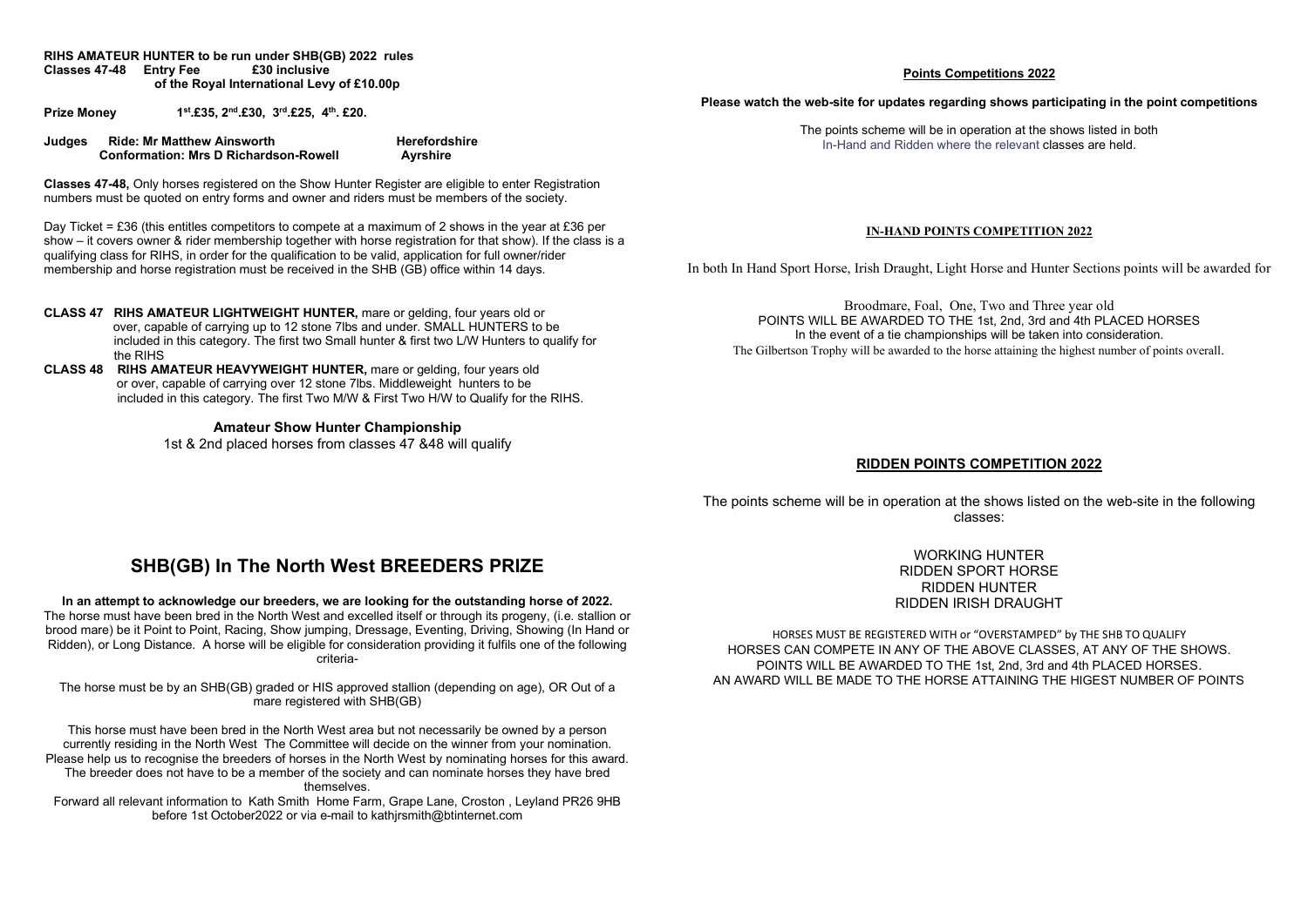**RIHS AMATEUR HUNTER to be run under SHB(GB) 2022 rules**
**Classes 47-48 Entry Fee £30 inclusive of the Royal International Levy of £10.00p**

**Prize Money 1st.£35, 2nd.£30, 3rd.£25, 4th. £20.**

**Judges Ride: Mr Matthew Ainsworth Herefordshire**
**Conformation: Mrs D Richardson-Rowell Ayrshire**

**Classes 47-48,** Only horses registered on the Show Hunter Register are eligible to enter Registration numbers must be quoted on entry forms and owner and riders must be members of the society.

Day Ticket = £36 (this entitles competitors to compete at a maximum of 2 shows in the year at £36 per show – it covers owner & rider membership together with horse registration for that show). If the class is a qualifying class for RIHS, in order for the qualification to be valid, application for full owner/rider membership and horse registration must be received in the SHB (GB) office within 14 days.

**CLASS 47 RIHS AMATEUR LIGHTWEIGHT HUNTER,** mare or gelding, four years old or over, capable of carrying up to 12 stone 7lbs and under. SMALL HUNTERS to be included in this category. The first two Small hunter & first two L/W Hunters to qualify for the RIHS

**CLASS 48 RIHS AMATEUR HEAVYWEIGHT HUNTER,** mare or gelding, four years old or over, capable of carrying over 12 stone 7lbs. Middleweight hunters to be included in this category. The first Two M/W & First Two H/W to Qualify for the RIHS.

**Amateur Show Hunter Championship**
1st & 2nd placed horses from classes 47 &48 will qualify

## SHB(GB) In The North West BREEDERS PRIZE

**In an attempt to acknowledge our breeders, we are looking for the outstanding horse of 2022.**
The horse must have been bred in the North West and excelled itself or through its progeny, (i.e. stallion or brood mare) be it Point to Point, Racing, Show jumping, Dressage, Eventing, Driving, Showing (In Hand or Ridden), or Long Distance. A horse will be eligible for consideration providing it fulfils one of the following criteria-

The horse must be by an SHB(GB) graded or HIS approved stallion (depending on age), OR Out of a mare registered with SHB(GB)

This horse must have been bred in the North West area but not necessarily be owned by a person currently residing in the North West The Committee will decide on the winner from your nomination. Please help us to recognise the breeders of horses in the North West by nominating horses for this award. The breeder does not have to be a member of the society and can nominate horses they have bred themselves.

Forward all relevant information to Kath Smith Home Farm, Grape Lane, Croston , Leyland PR26 9HB before 1st October2022 or via e-mail to kathjrsmith@btinternet.com

**Points Competitions 2022**

**Please watch the web-site for updates regarding shows participating in the point competitions**

The points scheme will be in operation at the shows listed in both In-Hand and Ridden where the relevant classes are held.

**IN-HAND POINTS COMPETITION 2022**

In both In Hand Sport Horse, Irish Draught, Light Horse and Hunter Sections points will be awarded for

Broodmare, Foal, One, Two and Three year old
POINTS WILL BE AWARDED TO THE 1st, 2nd, 3rd and 4th PLACED HORSES
In the event of a tie championships will be taken into consideration.
The Gilbertson Trophy will be awarded to the horse attaining the highest number of points overall.

**RIDDEN POINTS COMPETITION 2022**

The points scheme will be in operation at the shows listed on the web-site in the following classes:

WORKING HUNTER
RIDDEN SPORT HORSE
RIDDEN HUNTER
RIDDEN IRISH DRAUGHT

HORSES MUST BE REGISTERED WITH or "OVERSTAMPED" by THE SHB TO QUALIFY
HORSES CAN COMPETE IN ANY OF THE ABOVE CLASSES, AT ANY OF THE SHOWS.
POINTS WILL BE AWARDED TO THE 1st, 2nd, 3rd and 4th PLACED HORSES.
AN AWARD WILL BE MADE TO THE HORSE ATTAINING THE HIGEST NUMBER OF POINTS